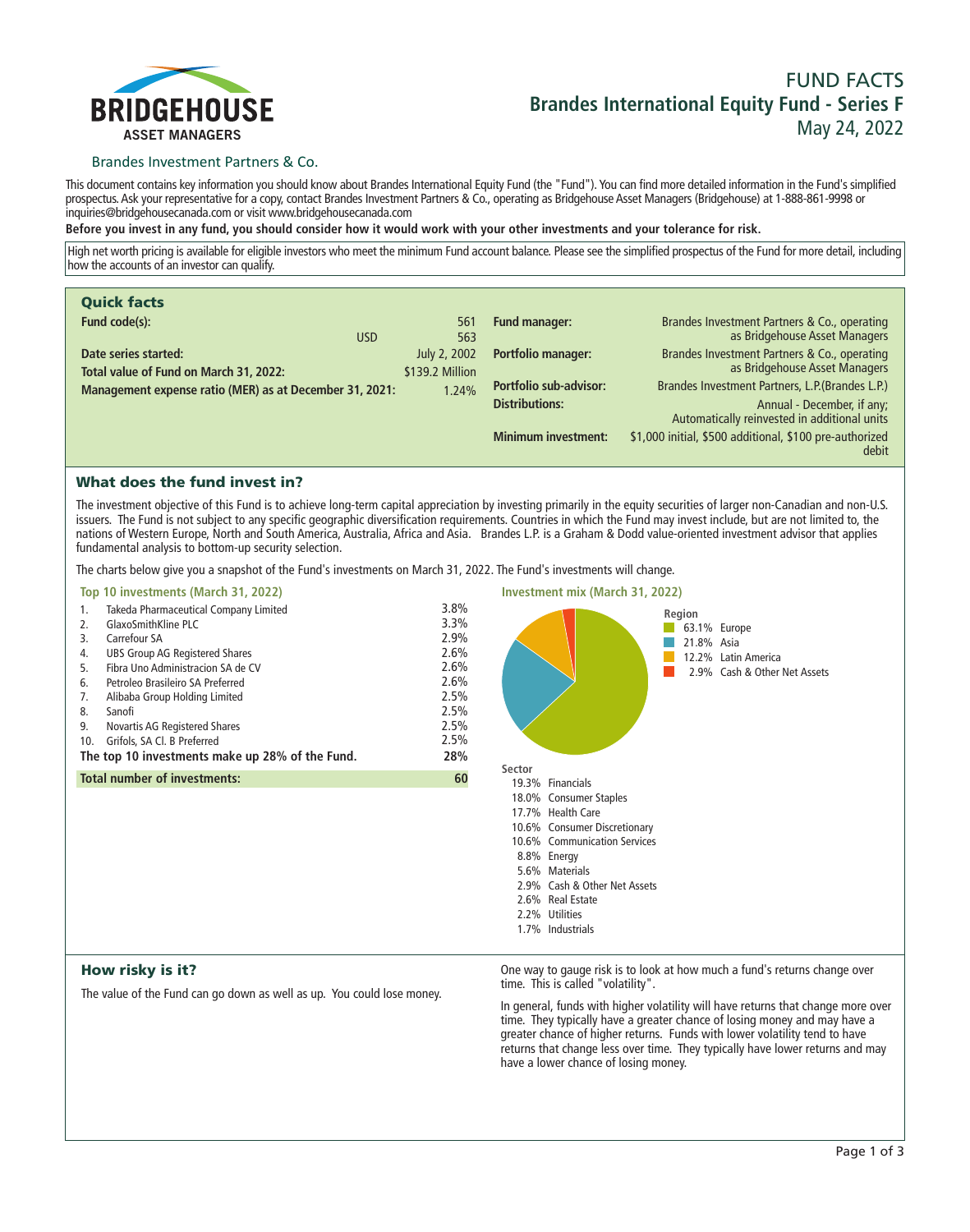# FUND FACTS

## Brandes International Equity Fund - Series F

May 24, 2022

BRIDGEHOUSE ASSET MANAGERS

Brandes Investment Partners & Co.

This document contains key information you should know about Brandes International Equity Fund (the "Fund"). You can find more detailed information in the Fund's simplified prospectus. Ask your representative for a copy, contact Brandes Investment Partners & Co., operating as Bridgehouse Asset Managers (Bridgehouse) at 1-888-861-9998 or inquiries@bridgehousecanada.com or visit www.bridgehousecanada.com

**Before you invest in any fund, you should consider how it would work with your other investments and your tolerance for risk.**

High net worth pricing is available for eligible investors who meet the minimum Fund account balance. Please see the simplified prospectus of the Fund for more detail, including how the accounts of an investor can qualify.

## Quick facts

| | |
|---|---|
| **Fund code(s):** | 561 |
| USD | 563 |
| **Date series started:** | July 2, 2002 |
| **Total value of Fund on March 31, 2022:** | $139.2 Million |
| **Management expense ratio (MER) as at December 31, 2021:** | 1.24% |
| **Fund manager:** | Brandes Investment Partners & Co., operating as Bridgehouse Asset Managers |
| **Portfolio manager:** | Brandes Investment Partners & Co., operating as Bridgehouse Asset Managers |
| **Portfolio sub-advisor:** | Brandes Investment Partners, L.P.(Brandes L.P.) |
| **Distributions:** | Annual - December, if any; Automatically reinvested in additional units |
| **Minimum investment:** | $1,000 initial, $500 additional, $100 pre-authorized debit |

## What does the fund invest in?

The investment objective of this Fund is to achieve long-term capital appreciation by investing primarily in the equity securities of larger non-Canadian and non-U.S. issuers. The Fund is not subject to any specific geographic diversification requirements. Countries in which the Fund may invest include, but are not limited to, the nations of Western Europe, North and South America, Australia, Africa and Asia. Brandes L.P. is a Graham & Dodd value-oriented investment advisor that applies fundamental analysis to bottom-up security selection.

The charts below give you a snapshot of the Fund's investments on March 31, 2022. The Fund's investments will change.

### Top 10 investments (March 31, 2022)

| | | |
|---|---|---|
| 1. | Takeda Pharmaceutical Company Limited | 3.8% |
| 2. | GlaxoSmithKline PLC | 3.3% |
| 3. | Carrefour SA | 2.9% |
| 4. | UBS Group AG Registered Shares | 2.6% |
| 5. | Fibra Uno Administracion SA de CV | 2.6% |
| 6. | Petroleo Brasileiro SA Preferred | 2.6% |
| 7. | Alibaba Group Holding Limited | 2.5% |
| 8. | Sanofi | 2.5% |
| 9. | Novartis AG Registered Shares | 2.5% |
| 10. | Grifols, SA Cl. B Preferred | 2.5% |
| | **The top 10 investments make up 28% of the Fund.** | **28%** |
| | **Total number of investments:** | **60** |

### Investment mix (March 31, 2022)

**Region**

| | |
|---|---|
| 63.1% | Europe |
| 21.8% | Asia |
| 12.2% | Latin America |
| 2.9% | Cash & Other Net Assets |

**Sector**

| | |
|---|---|
| 19.3% | Financials |
| 18.0% | Consumer Staples |
| 17.7% | Health Care |
| 10.6% | Consumer Discretionary |
| 10.6% | Communication Services |
| 8.8% | Energy |
| 5.6% | Materials |
| 2.9% | Cash & Other Net Assets |
| 2.6% | Real Estate |
| 2.2% | Utilities |
| 1.7% | Industrials |

## How risky is it?

The value of the Fund can go down as well as up. You could lose money.

One way to gauge risk is to look at how much a fund's returns change over time. This is called "volatility".

In general, funds with higher volatility will have returns that change more over time. They typically have a greater chance of losing money and may have a greater chance of higher returns. Funds with lower volatility tend to have returns that change less over time. They typically have lower returns and may have a lower chance of losing money.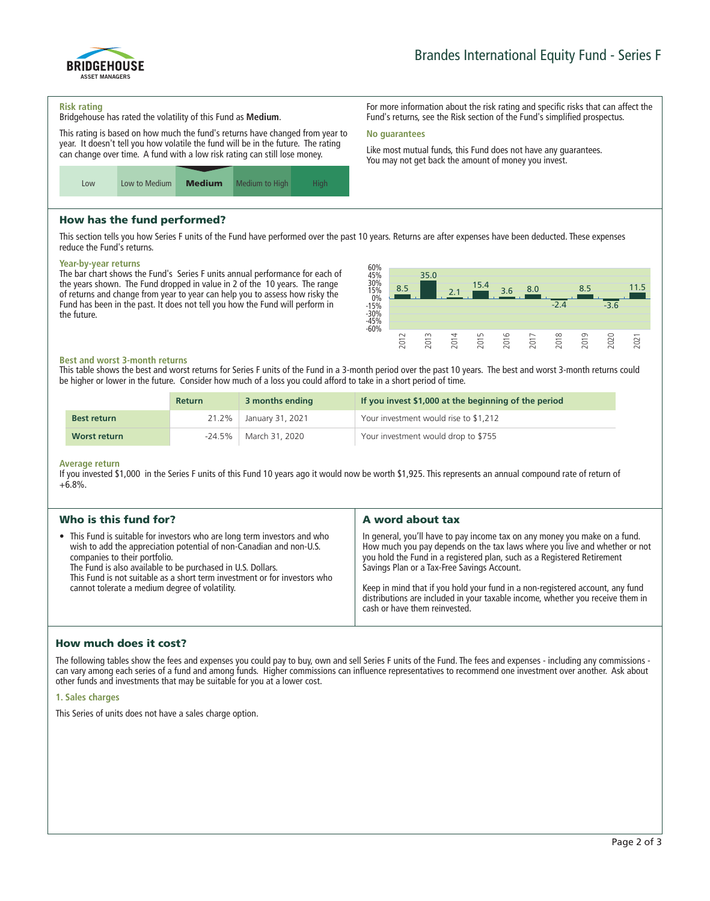Brandes International Equity Fund - Series F

### Risk rating

Bridgehouse has rated the volatility of this Fund as **Medium**.

This rating is based on how much the fund's returns have changed from year to year. It doesn't tell you how volatile the fund will be in the future. The rating can change over time. A fund with a low risk rating can still lose money.

| Low | Low to Medium | **Medium** | Medium to High | High |
|---|---|---|---|---|

For more information about the risk rating and specific risks that can affect the Fund's returns, see the Risk section of the Fund's simplified prospectus.

### No guarantees

Like most mutual funds, this Fund does not have any guarantees. You may not get back the amount of money you invest.

## How has the fund performed?

This section tells you how Series F units of the Fund have performed over the past 10 years. Returns are after expenses have been deducted. These expenses reduce the Fund's returns.

### Year-by-year returns

The bar chart shows the Fund's Series F units annual performance for each of the years shown. The Fund dropped in value in 2 of the 10 years. The range of returns and change from year to year can help you to assess how risky the Fund has been in the past. It does not tell you how the Fund will perform in the future.

| Year | 2012 | 2013 | 2014 | 2015 | 2016 | 2017 | 2018 | 2019 | 2020 | 2021 |
|---|---|---|---|---|---|---|---|---|---|---|
| Return (%) | 8.5 | 35.0 | 2.1 | 15.4 | 3.6 | 8.0 | -2.4 | 8.5 | -3.6 | 11.5 |

### Best and worst 3-month returns

This table shows the best and worst returns for Series F units of the Fund in a 3-month period over the past 10 years. The best and worst 3-month returns could be higher or lower in the future. Consider how much of a loss you could afford to take in a short period of time.

| | Return | 3 months ending | If you invest $1,000 at the beginning of the period |
|---|---|---|---|
| **Best return** | 21.2% | January 31, 2021 | Your investment would rise to $1,212 |
| **Worst return** | -24.5% | March 31, 2020 | Your investment would drop to $755 |

### Average return

If you invested $1,000 in the Series F units of this Fund 10 years ago it would now be worth $1,925. This represents an annual compound rate of return of +6.8%.

## Who is this fund for?

- This Fund is suitable for investors who are long term investors and who wish to add the appreciation potential of non-Canadian and non-U.S. companies to their portfolio.
  The Fund is also available to be purchased in U.S. Dollars.
  This Fund is not suitable as a short term investment or for investors who cannot tolerate a medium degree of volatility.

## A word about tax

In general, you'll have to pay income tax on any money you make on a fund. How much you pay depends on the tax laws where you live and whether or not you hold the Fund in a registered plan, such as a Registered Retirement Savings Plan or a Tax-Free Savings Account.

Keep in mind that if you hold your fund in a non-registered account, any fund distributions are included in your taxable income, whether you receive them in cash or have them reinvested.

## How much does it cost?

The following tables show the fees and expenses you could pay to buy, own and sell Series F units of the Fund. The fees and expenses - including any commissions - can vary among each series of a fund and among funds. Higher commissions can influence representatives to recommend one investment over another. Ask about other funds and investments that may be suitable for you at a lower cost.

### 1. Sales charges

This Series of units does not have a sales charge option.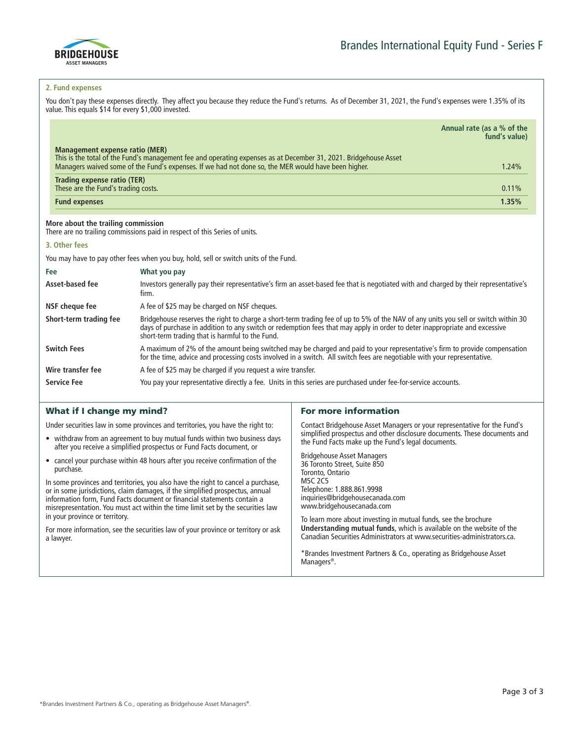### 2. Fund expenses

You don't pay these expenses directly. They affect you because they reduce the Fund's returns. As of December 31, 2021, the Fund's expenses were 1.35% of its value. This equals $14 for every $1,000 invested.

| | Annual rate (as a % of the fund's value) |
|---|---|
| **Management expense ratio (MER)**<br>This is the total of the Fund's management fee and operating expenses as at December 31, 2021. Bridgehouse Asset Managers waived some of the Fund's expenses. If we had not done so, the MER would have been higher. | 1.24% |
| **Trading expense ratio (TER)**<br>These are the Fund's trading costs. | 0.11% |
| **Fund expenses** | **1.35%** |

**More about the trailing commission**
There are no trailing commissions paid in respect of this Series of units.

### 3. Other fees

You may have to pay other fees when you buy, hold, sell or switch units of the Fund.

| Fee | What you pay |
|---|---|
| **Asset-based fee** | Investors generally pay their representative's firm an asset-based fee that is negotiated with and charged by their representative's firm. |
| **NSF cheque fee** | A fee of $25 may be charged on NSF cheques. |
| **Short-term trading fee** | Bridgehouse reserves the right to charge a short-term trading fee of up to 5% of the NAV of any units you sell or switch within 30 days of purchase in addition to any switch or redemption fees that may apply in order to deter inappropriate and excessive short-term trading that is harmful to the Fund. |
| **Switch Fees** | A maximum of 2% of the amount being switched may be charged and paid to your representative's firm to provide compensation for the time, advice and processing costs involved in a switch. All switch fees are negotiable with your representative. |
| **Wire transfer fee** | A fee of $25 may be charged if you request a wire transfer. |
| **Service Fee** | You pay your representative directly a fee. Units in this series are purchased under fee-for-service accounts. |

## What if I change my mind?

Under securities law in some provinces and territories, you have the right to:

- withdraw from an agreement to buy mutual funds within two business days after you receive a simplified prospectus or Fund Facts document, or
- cancel your purchase within 48 hours after you receive confirmation of the purchase.

In some provinces and territories, you also have the right to cancel a purchase, or in some jurisdictions, claim damages, if the simplified prospectus, annual information form, Fund Facts document or financial statements contain a misrepresentation. You must act within the time limit set by the securities law in your province or territory.

For more information, see the securities law of your province or territory or ask a lawyer.

## For more information

Contact Bridgehouse Asset Managers or your representative for the Fund's simplified prospectus and other disclosure documents. These documents and the Fund Facts make up the Fund's legal documents.

Bridgehouse Asset Managers
36 Toronto Street, Suite 850
Toronto, Ontario
M5C 2C5
Telephone: 1.888.861.9998
inquiries@bridgehousecanada.com
www.bridgehousecanada.com

To learn more about investing in mutual funds, see the brochure **Understanding mutual funds**, which is available on the website of the Canadian Securities Administrators at www.securities-administrators.ca.

*Brandes Investment Partners & Co., operating as Bridgehouse Asset Managers®.